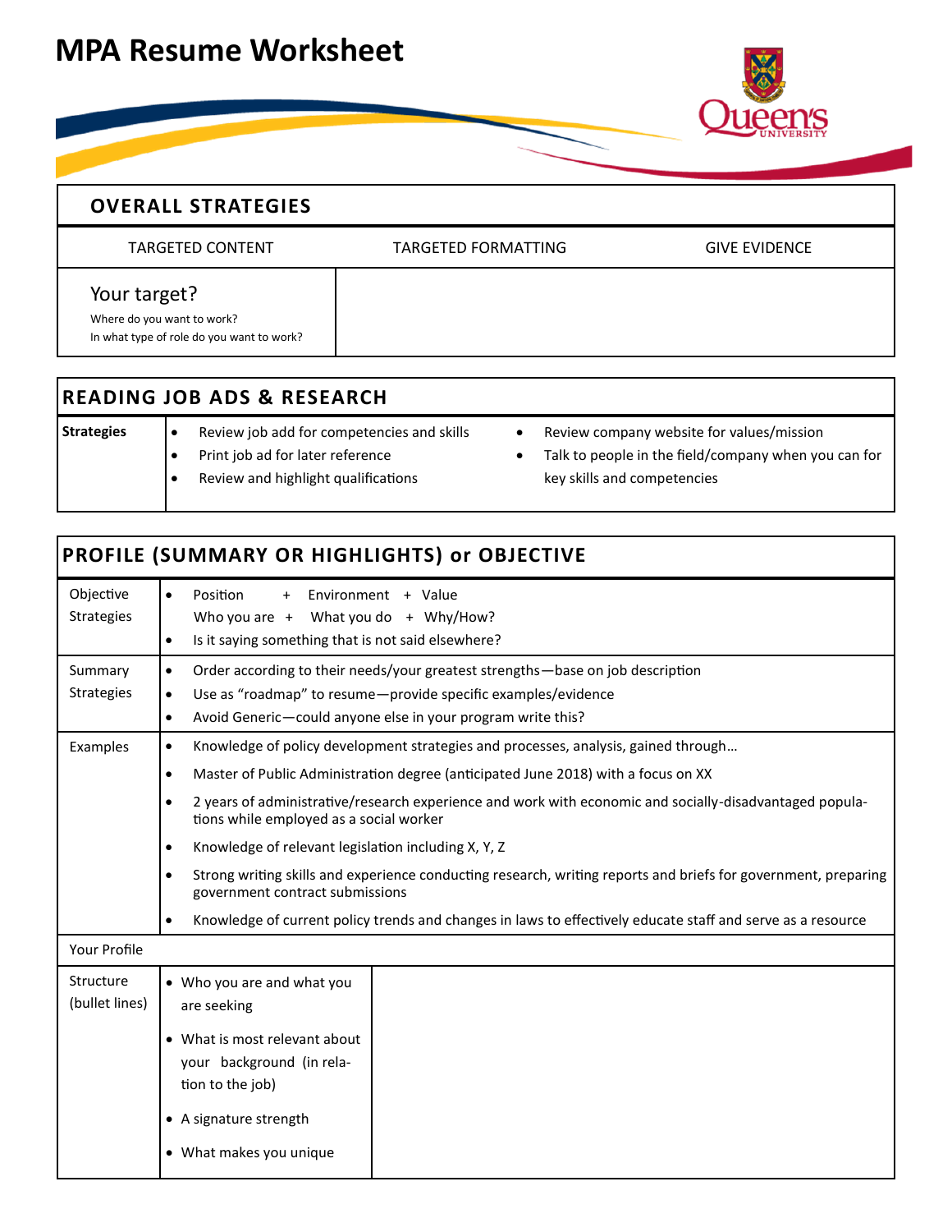# MPA Resume Worksheet

## OVERALL STRATEGIES

| TARGETED CONTENT | TARGETED FORMATTING | GIVE EVIDENCE |
|---|---|---|
| Your target?<br>Where do you want to work?<br>In what type of role do you want to work? | | |

## READING JOB ADS & RESEARCH

**Strategies**

- Review job add for competencies and skills
- Print job ad for later reference
- Review and highlight qualifications
- Review company website for values/mission
- Talk to people in the field/company when you can for key skills and competencies

## PROFILE (SUMMARY OR HIGHLIGHTS) or OBJECTIVE

| | |
|---|---|
| Objective Strategies | • Position + Environment + Value<br>Who you are + What you do + Why/How?<br>• Is it saying something that is not said elsewhere? |
| Summary Strategies | • Order according to their needs/your greatest strengths—base on job description<br>• Use as "roadmap" to resume—provide specific examples/evidence<br>• Avoid Generic—could anyone else in your program write this? |
| Examples | • Knowledge of policy development strategies and processes, analysis, gained through…<br>• Master of Public Administration degree (anticipated June 2018) with a focus on XX<br>• 2 years of administrative/research experience and work with economic and socially-disadvantaged populations while employed as a social worker<br>• Knowledge of relevant legislation including X, Y, Z<br>• Strong writing skills and experience conducting research, writing reports and briefs for government, preparing government contract submissions<br>• Knowledge of current policy trends and changes in laws to effectively educate staff and serve as a resource |

**Your Profile**

| Structure (bullet lines) | | |
|---|---|---|
| | • Who you are and what you are seeking<br>• What is most relevant about your background (in relation to the job)<br>• A signature strength<br>• What makes you unique | |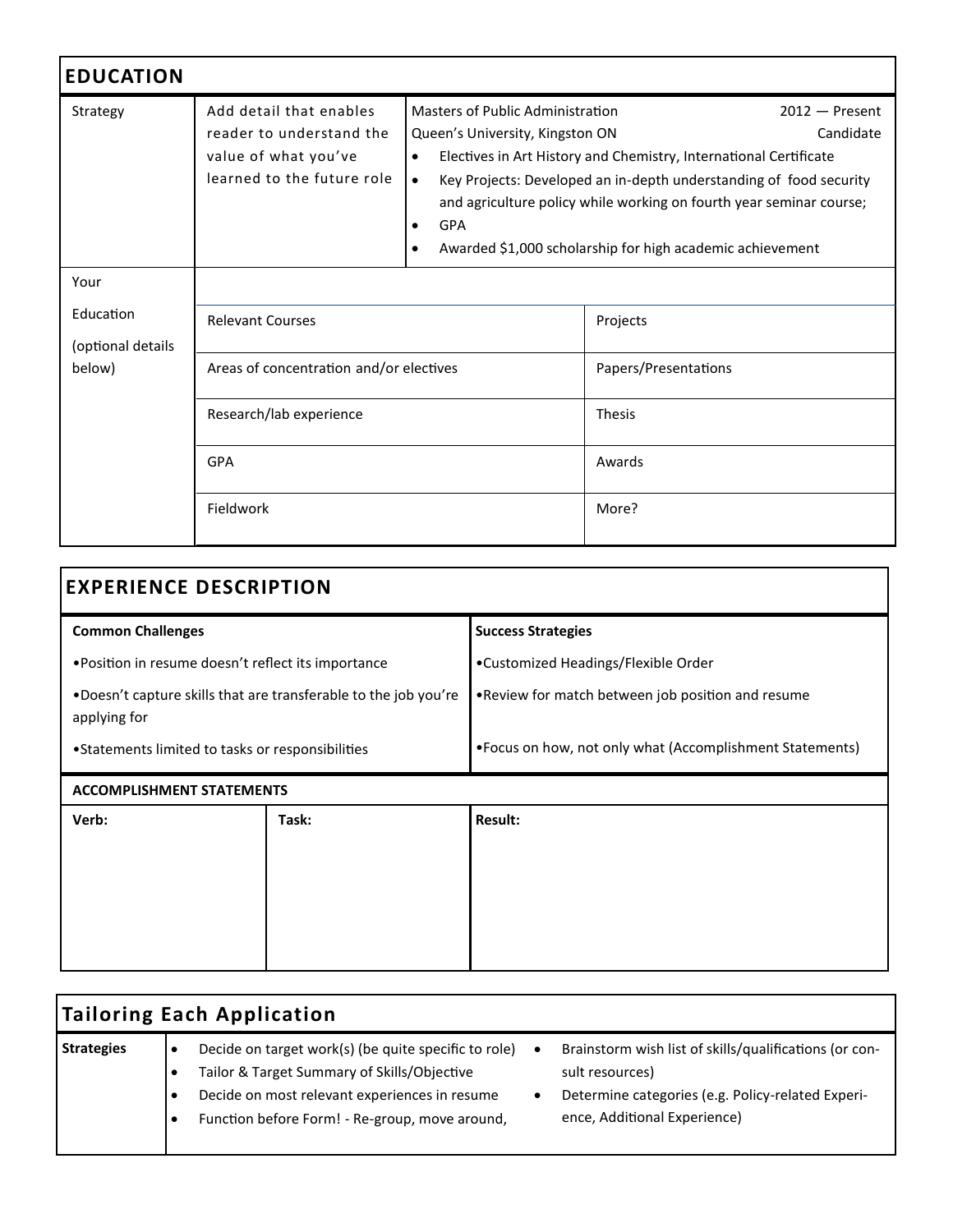## EDUCATION

| | | |
|---|---|---|
| Strategy | Add detail that enables reader to understand the value of what you've learned to the future role | Masters of Public Administration 2012 — Present<br>Queen's University, Kingston ON Candidate<br>• Electives in Art History and Chemistry, International Certificate<br>• Key Projects: Developed an in-depth understanding of food security and agriculture policy while working on fourth year seminar course;<br>• GPA<br>• Awarded $1,000 scholarship for high academic achievement |

| | | |
|---|---|---|
| Your Education (optional details below) | | |
| | Relevant Courses | Projects |
| | Areas of concentration and/or electives | Papers/Presentations |
| | Research/lab experience | Thesis |
| | GPA | Awards |
| | Fieldwork | More? |

## EXPERIENCE DESCRIPTION

| **Common Challenges** | **Success Strategies** |
|---|---|
| •Position in resume doesn't reflect its importance | •Customized Headings/Flexible Order |
| •Doesn't capture skills that are transferable to the job you're applying for | •Review for match between job position and resume |
| •Statements limited to tasks or responsibilities | •Focus on how, not only what (Accomplishment Statements) |

**ACCOMPLISHMENT STATEMENTS**

| **Verb:** | **Task:** | **Result:** |
|---|---|---|
| | | |

## Tailoring Each Application

**Strategies**

- Decide on target work(s) (be quite specific to role)
- Tailor & Target Summary of Skills/Objective
- Decide on most relevant experiences in resume
- Function before Form! - Re-group, move around,
- Brainstorm wish list of skills/qualifications (or consult resources)
- Determine categories (e.g. Policy-related Experience, Additional Experience)